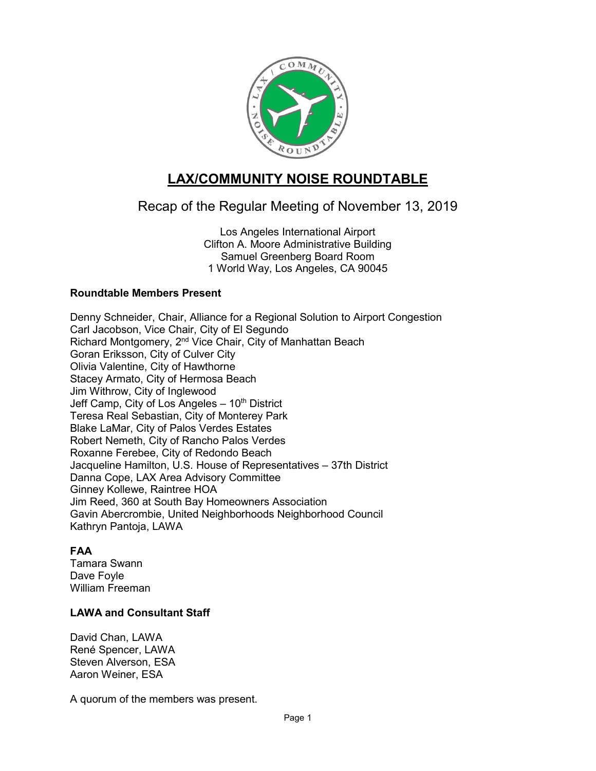# LAX/COMMUNITY NOISE ROUNDTABLE

## Recap of the Regular Meeting of November 13, 2019

Los Angeles International Airport
Clifton A. Moore Administrative Building
Samuel Greenberg Board Room
1 World Way, Los Angeles, CA 90045

### Roundtable Members Present

Denny Schneider, Chair, Alliance for a Regional Solution to Airport Congestion
Carl Jacobson, Vice Chair, City of El Segundo
Richard Montgomery, 2nd Vice Chair, City of Manhattan Beach
Goran Eriksson, City of Culver City
Olivia Valentine, City of Hawthorne
Stacey Armato, City of Hermosa Beach
Jim Withrow, City of Inglewood
Jeff Camp, City of Los Angeles – 10th District
Teresa Real Sebastian, City of Monterey Park
Blake LaMar, City of Palos Verdes Estates
Robert Nemeth, City of Rancho Palos Verdes
Roxanne Ferebee, City of Redondo Beach
Jacqueline Hamilton, U.S. House of Representatives – 37th District
Danna Cope, LAX Area Advisory Committee
Ginney Kollewe, Raintree HOA
Jim Reed, 360 at South Bay Homeowners Association
Gavin Abercrombie, United Neighborhoods Neighborhood Council
Kathryn Pantoja, LAWA

### FAA

Tamara Swann
Dave Foyle
William Freeman

### LAWA and Consultant Staff

David Chan, LAWA
René Spencer, LAWA
Steven Alverson, ESA
Aaron Weiner, ESA

A quorum of the members was present.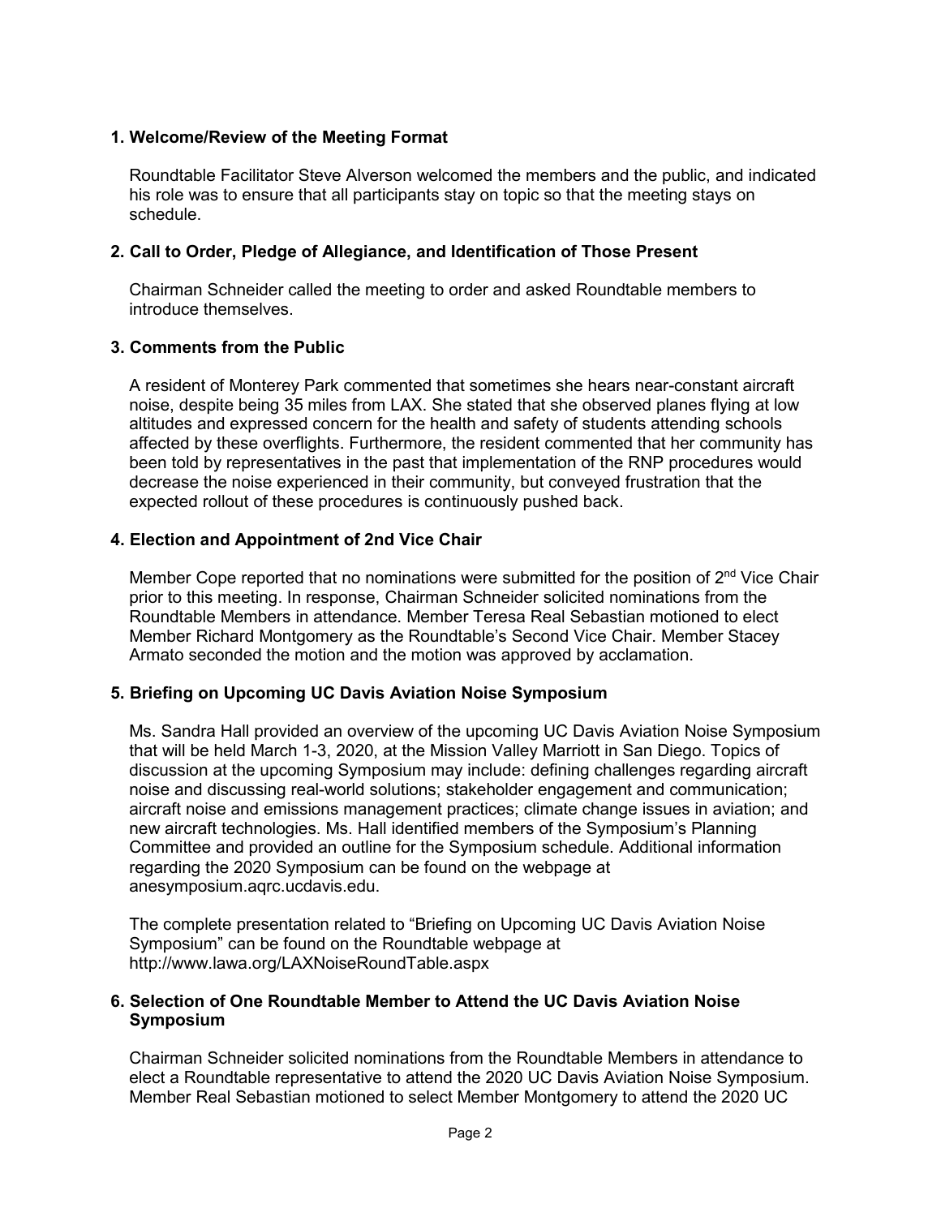## 1. Welcome/Review of the Meeting Format

Roundtable Facilitator Steve Alverson welcomed the members and the public, and indicated his role was to ensure that all participants stay on topic so that the meeting stays on schedule.

## 2. Call to Order, Pledge of Allegiance, and Identification of Those Present

Chairman Schneider called the meeting to order and asked Roundtable members to introduce themselves.

## 3. Comments from the Public

A resident of Monterey Park commented that sometimes she hears near-constant aircraft noise, despite being 35 miles from LAX. She stated that she observed planes flying at low altitudes and expressed concern for the health and safety of students attending schools affected by these overflights. Furthermore, the resident commented that her community has been told by representatives in the past that implementation of the RNP procedures would decrease the noise experienced in their community, but conveyed frustration that the expected rollout of these procedures is continuously pushed back.

## 4. Election and Appointment of 2nd Vice Chair

Member Cope reported that no nominations were submitted for the position of 2nd Vice Chair prior to this meeting. In response, Chairman Schneider solicited nominations from the Roundtable Members in attendance. Member Teresa Real Sebastian motioned to elect Member Richard Montgomery as the Roundtable's Second Vice Chair. Member Stacey Armato seconded the motion and the motion was approved by acclamation.

## 5. Briefing on Upcoming UC Davis Aviation Noise Symposium

Ms. Sandra Hall provided an overview of the upcoming UC Davis Aviation Noise Symposium that will be held March 1-3, 2020, at the Mission Valley Marriott in San Diego. Topics of discussion at the upcoming Symposium may include: defining challenges regarding aircraft noise and discussing real-world solutions; stakeholder engagement and communication; aircraft noise and emissions management practices; climate change issues in aviation; and new aircraft technologies. Ms. Hall identified members of the Symposium's Planning Committee and provided an outline for the Symposium schedule. Additional information regarding the 2020 Symposium can be found on the webpage at anesymposium.aqrc.ucdavis.edu.

The complete presentation related to "Briefing on Upcoming UC Davis Aviation Noise Symposium" can be found on the Roundtable webpage at http://www.lawa.org/LAXNoiseRoundTable.aspx

## 6. Selection of One Roundtable Member to Attend the UC Davis Aviation Noise Symposium

Chairman Schneider solicited nominations from the Roundtable Members in attendance to elect a Roundtable representative to attend the 2020 UC Davis Aviation Noise Symposium. Member Real Sebastian motioned to select Member Montgomery to attend the 2020 UC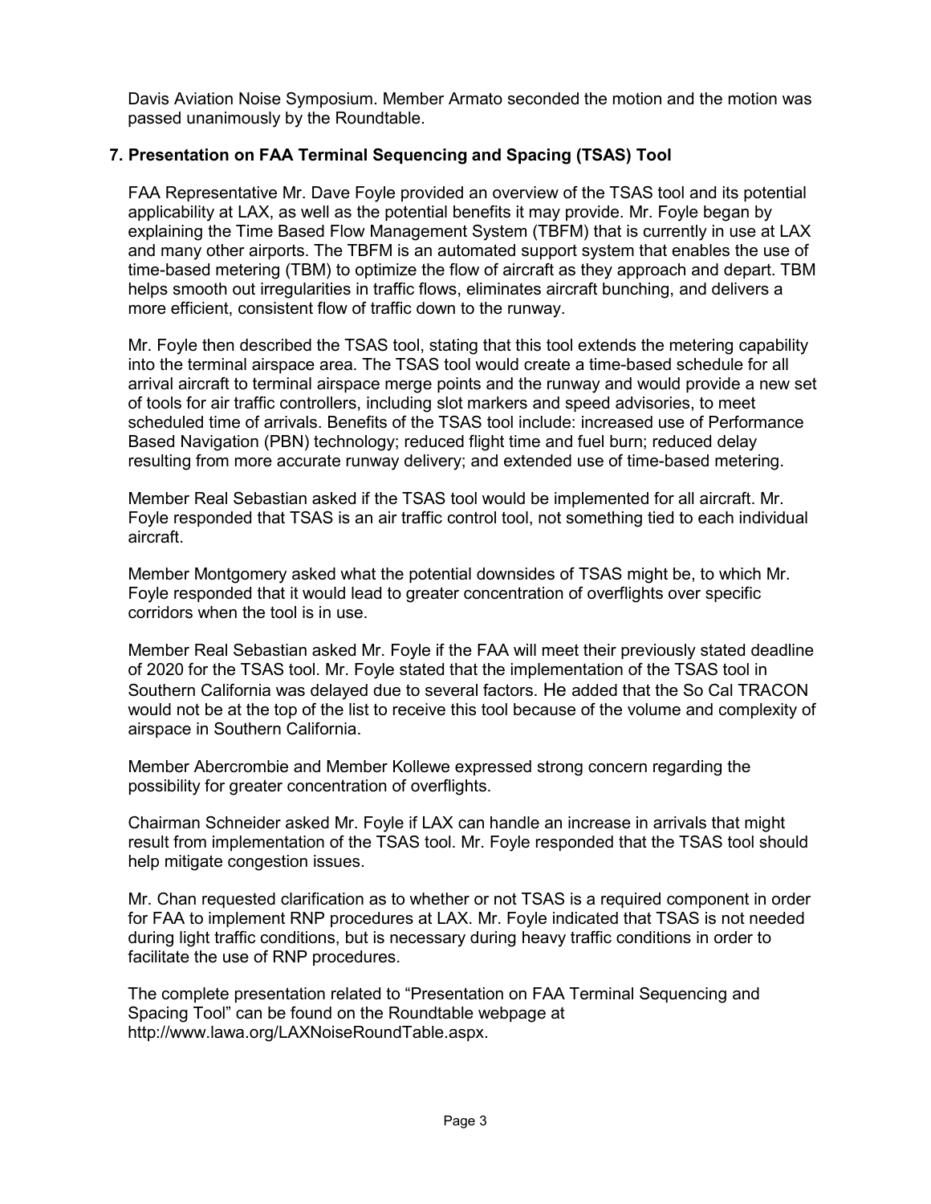Davis Aviation Noise Symposium. Member Armato seconded the motion and the motion was passed unanimously by the Roundtable.

## 7. Presentation on FAA Terminal Sequencing and Spacing (TSAS) Tool

FAA Representative Mr. Dave Foyle provided an overview of the TSAS tool and its potential applicability at LAX, as well as the potential benefits it may provide. Mr. Foyle began by explaining the Time Based Flow Management System (TBFM) that is currently in use at LAX and many other airports. The TBFM is an automated support system that enables the use of time-based metering (TBM) to optimize the flow of aircraft as they approach and depart. TBM helps smooth out irregularities in traffic flows, eliminates aircraft bunching, and delivers a more efficient, consistent flow of traffic down to the runway.

Mr. Foyle then described the TSAS tool, stating that this tool extends the metering capability into the terminal airspace area. The TSAS tool would create a time-based schedule for all arrival aircraft to terminal airspace merge points and the runway and would provide a new set of tools for air traffic controllers, including slot markers and speed advisories, to meet scheduled time of arrivals. Benefits of the TSAS tool include: increased use of Performance Based Navigation (PBN) technology; reduced flight time and fuel burn; reduced delay resulting from more accurate runway delivery; and extended use of time-based metering.

Member Real Sebastian asked if the TSAS tool would be implemented for all aircraft. Mr. Foyle responded that TSAS is an air traffic control tool, not something tied to each individual aircraft.

Member Montgomery asked what the potential downsides of TSAS might be, to which Mr. Foyle responded that it would lead to greater concentration of overflights over specific corridors when the tool is in use.

Member Real Sebastian asked Mr. Foyle if the FAA will meet their previously stated deadline of 2020 for the TSAS tool. Mr. Foyle stated that the implementation of the TSAS tool in Southern California was delayed due to several factors. He added that the So Cal TRACON would not be at the top of the list to receive this tool because of the volume and complexity of airspace in Southern California.

Member Abercrombie and Member Kollewe expressed strong concern regarding the possibility for greater concentration of overflights.

Chairman Schneider asked Mr. Foyle if LAX can handle an increase in arrivals that might result from implementation of the TSAS tool. Mr. Foyle responded that the TSAS tool should help mitigate congestion issues.

Mr. Chan requested clarification as to whether or not TSAS is a required component in order for FAA to implement RNP procedures at LAX. Mr. Foyle indicated that TSAS is not needed during light traffic conditions, but is necessary during heavy traffic conditions in order to facilitate the use of RNP procedures.

The complete presentation related to "Presentation on FAA Terminal Sequencing and Spacing Tool" can be found on the Roundtable webpage at http://www.lawa.org/LAXNoiseRoundTable.aspx.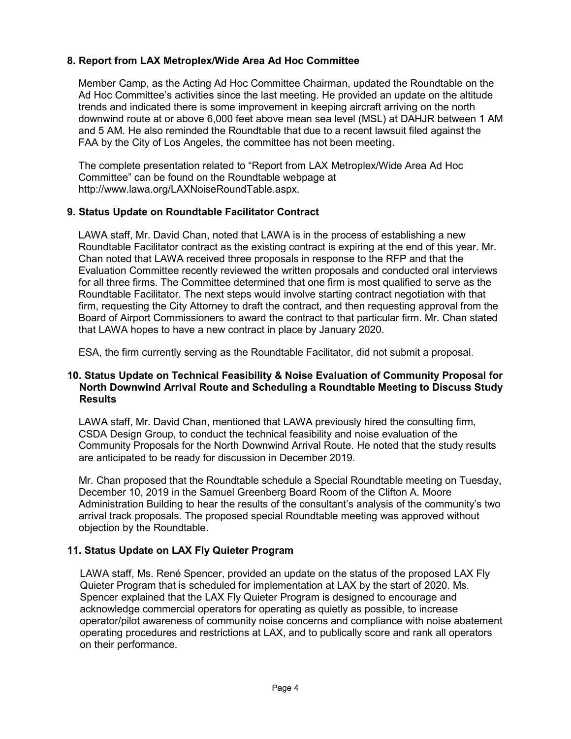### 8. Report from LAX Metroplex/Wide Area Ad Hoc Committee

Member Camp, as the Acting Ad Hoc Committee Chairman, updated the Roundtable on the Ad Hoc Committee's activities since the last meeting. He provided an update on the altitude trends and indicated there is some improvement in keeping aircraft arriving on the north downwind route at or above 6,000 feet above mean sea level (MSL) at DAHJR between 1 AM and 5 AM. He also reminded the Roundtable that due to a recent lawsuit filed against the FAA by the City of Los Angeles, the committee has not been meeting.

The complete presentation related to "Report from LAX Metroplex/Wide Area Ad Hoc Committee" can be found on the Roundtable webpage at http://www.lawa.org/LAXNoiseRoundTable.aspx.

### 9. Status Update on Roundtable Facilitator Contract

LAWA staff, Mr. David Chan, noted that LAWA is in the process of establishing a new Roundtable Facilitator contract as the existing contract is expiring at the end of this year. Mr. Chan noted that LAWA received three proposals in response to the RFP and that the Evaluation Committee recently reviewed the written proposals and conducted oral interviews for all three firms. The Committee determined that one firm is most qualified to serve as the Roundtable Facilitator. The next steps would involve starting contract negotiation with that firm, requesting the City Attorney to draft the contract, and then requesting approval from the Board of Airport Commissioners to award the contract to that particular firm. Mr. Chan stated that LAWA hopes to have a new contract in place by January 2020.

ESA, the firm currently serving as the Roundtable Facilitator, did not submit a proposal.

### 10. Status Update on Technical Feasibility & Noise Evaluation of Community Proposal for North Downwind Arrival Route and Scheduling a Roundtable Meeting to Discuss Study Results

LAWA staff, Mr. David Chan, mentioned that LAWA previously hired the consulting firm, CSDA Design Group, to conduct the technical feasibility and noise evaluation of the Community Proposals for the North Downwind Arrival Route. He noted that the study results are anticipated to be ready for discussion in December 2019.

Mr. Chan proposed that the Roundtable schedule a Special Roundtable meeting on Tuesday, December 10, 2019 in the Samuel Greenberg Board Room of the Clifton A. Moore Administration Building to hear the results of the consultant's analysis of the community's two arrival track proposals. The proposed special Roundtable meeting was approved without objection by the Roundtable.

### 11. Status Update on LAX Fly Quieter Program

LAWA staff, Ms. René Spencer, provided an update on the status of the proposed LAX Fly Quieter Program that is scheduled for implementation at LAX by the start of 2020. Ms. Spencer explained that the LAX Fly Quieter Program is designed to encourage and acknowledge commercial operators for operating as quietly as possible, to increase operator/pilot awareness of community noise concerns and compliance with noise abatement operating procedures and restrictions at LAX, and to publically score and rank all operators on their performance.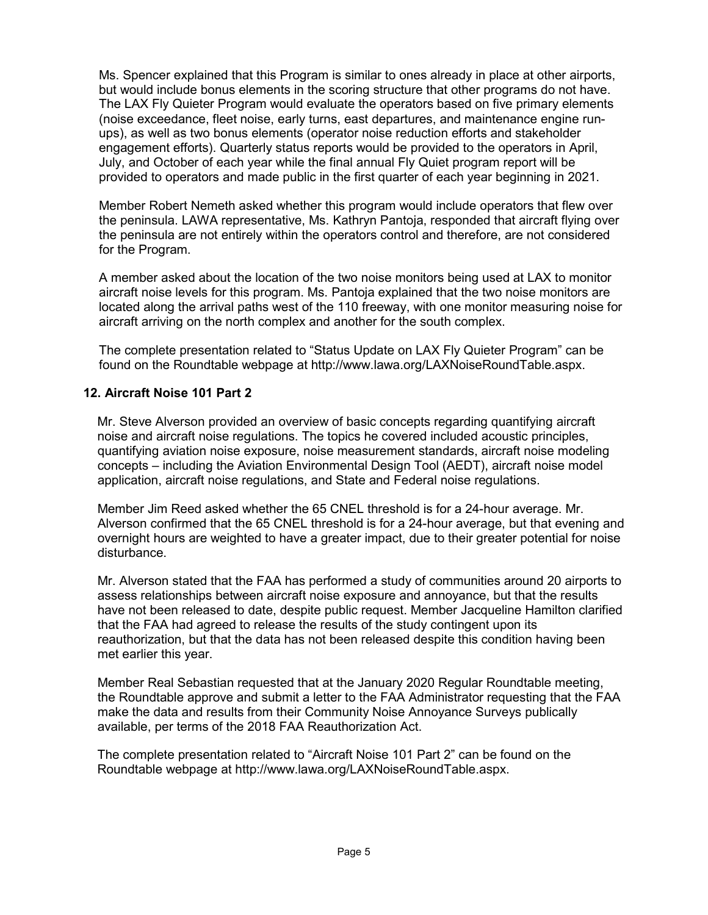Ms. Spencer explained that this Program is similar to ones already in place at other airports, but would include bonus elements in the scoring structure that other programs do not have. The LAX Fly Quieter Program would evaluate the operators based on five primary elements (noise exceedance, fleet noise, early turns, east departures, and maintenance engine run-ups), as well as two bonus elements (operator noise reduction efforts and stakeholder engagement efforts). Quarterly status reports would be provided to the operators in April, July, and October of each year while the final annual Fly Quiet program report will be provided to operators and made public in the first quarter of each year beginning in 2021.

Member Robert Nemeth asked whether this program would include operators that flew over the peninsula. LAWA representative, Ms. Kathryn Pantoja, responded that aircraft flying over the peninsula are not entirely within the operators control and therefore, are not considered for the Program.

A member asked about the location of the two noise monitors being used at LAX to monitor aircraft noise levels for this program. Ms. Pantoja explained that the two noise monitors are located along the arrival paths west of the 110 freeway, with one monitor measuring noise for aircraft arriving on the north complex and another for the south complex.

The complete presentation related to "Status Update on LAX Fly Quieter Program" can be found on the Roundtable webpage at http://www.lawa.org/LAXNoiseRoundTable.aspx.

## 12. Aircraft Noise 101 Part 2

Mr. Steve Alverson provided an overview of basic concepts regarding quantifying aircraft noise and aircraft noise regulations. The topics he covered included acoustic principles, quantifying aviation noise exposure, noise measurement standards, aircraft noise modeling concepts – including the Aviation Environmental Design Tool (AEDT), aircraft noise model application, aircraft noise regulations, and State and Federal noise regulations.

Member Jim Reed asked whether the 65 CNEL threshold is for a 24-hour average. Mr. Alverson confirmed that the 65 CNEL threshold is for a 24-hour average, but that evening and overnight hours are weighted to have a greater impact, due to their greater potential for noise disturbance.

Mr. Alverson stated that the FAA has performed a study of communities around 20 airports to assess relationships between aircraft noise exposure and annoyance, but that the results have not been released to date, despite public request. Member Jacqueline Hamilton clarified that the FAA had agreed to release the results of the study contingent upon its reauthorization, but that the data has not been released despite this condition having been met earlier this year.

Member Real Sebastian requested that at the January 2020 Regular Roundtable meeting, the Roundtable approve and submit a letter to the FAA Administrator requesting that the FAA make the data and results from their Community Noise Annoyance Surveys publically available, per terms of the 2018 FAA Reauthorization Act.

The complete presentation related to "Aircraft Noise 101 Part 2" can be found on the Roundtable webpage at http://www.lawa.org/LAXNoiseRoundTable.aspx.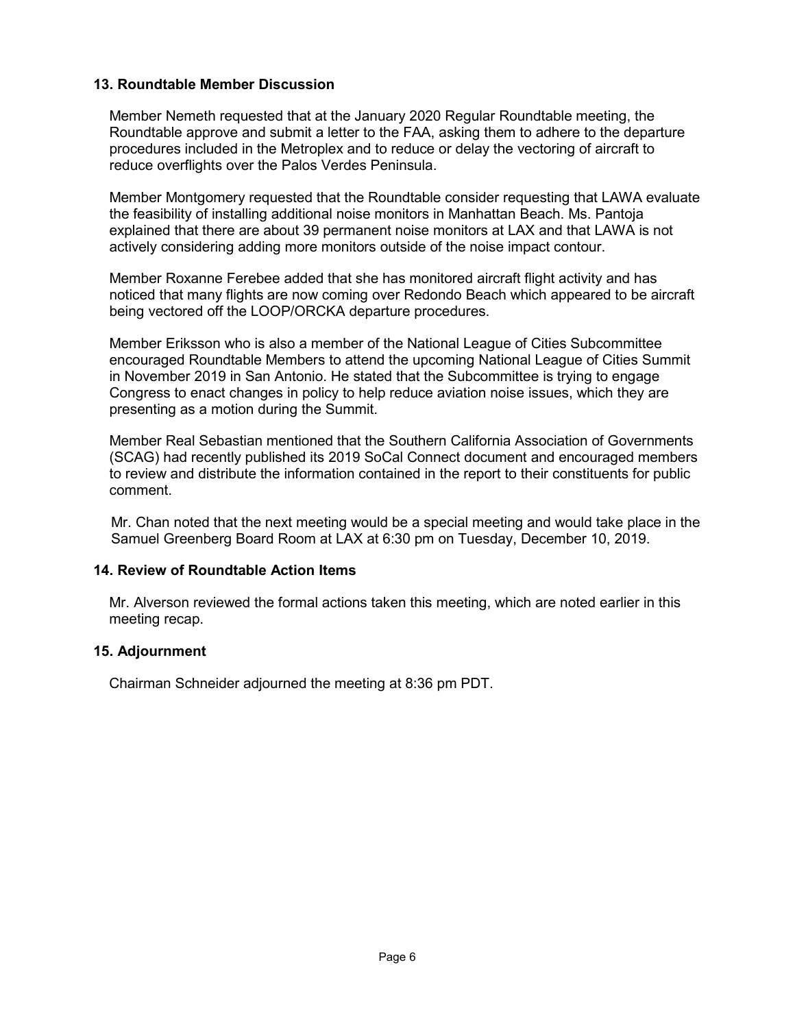**13. Roundtable Member Discussion**

Member Nemeth requested that at the January 2020 Regular Roundtable meeting, the Roundtable approve and submit a letter to the FAA, asking them to adhere to the departure procedures included in the Metroplex and to reduce or delay the vectoring of aircraft to reduce overflights over the Palos Verdes Peninsula.

Member Montgomery requested that the Roundtable consider requesting that LAWA evaluate the feasibility of installing additional noise monitors in Manhattan Beach. Ms. Pantoja explained that there are about 39 permanent noise monitors at LAX and that LAWA is not actively considering adding more monitors outside of the noise impact contour.

Member Roxanne Ferebee added that she has monitored aircraft flight activity and has noticed that many flights are now coming over Redondo Beach which appeared to be aircraft being vectored off the LOOP/ORCKA departure procedures.

Member Eriksson who is also a member of the National League of Cities Subcommittee encouraged Roundtable Members to attend the upcoming National League of Cities Summit in November 2019 in San Antonio. He stated that the Subcommittee is trying to engage Congress to enact changes in policy to help reduce aviation noise issues, which they are presenting as a motion during the Summit.

Member Real Sebastian mentioned that the Southern California Association of Governments (SCAG) had recently published its 2019 SoCal Connect document and encouraged members to review and distribute the information contained in the report to their constituents for public comment.

Mr. Chan noted that the next meeting would be a special meeting and would take place in the Samuel Greenberg Board Room at LAX at 6:30 pm on Tuesday, December 10, 2019.

**14. Review of Roundtable Action Items**

Mr. Alverson reviewed the formal actions taken this meeting, which are noted earlier in this meeting recap.

**15. Adjournment**

Chairman Schneider adjourned the meeting at 8:36 pm PDT.